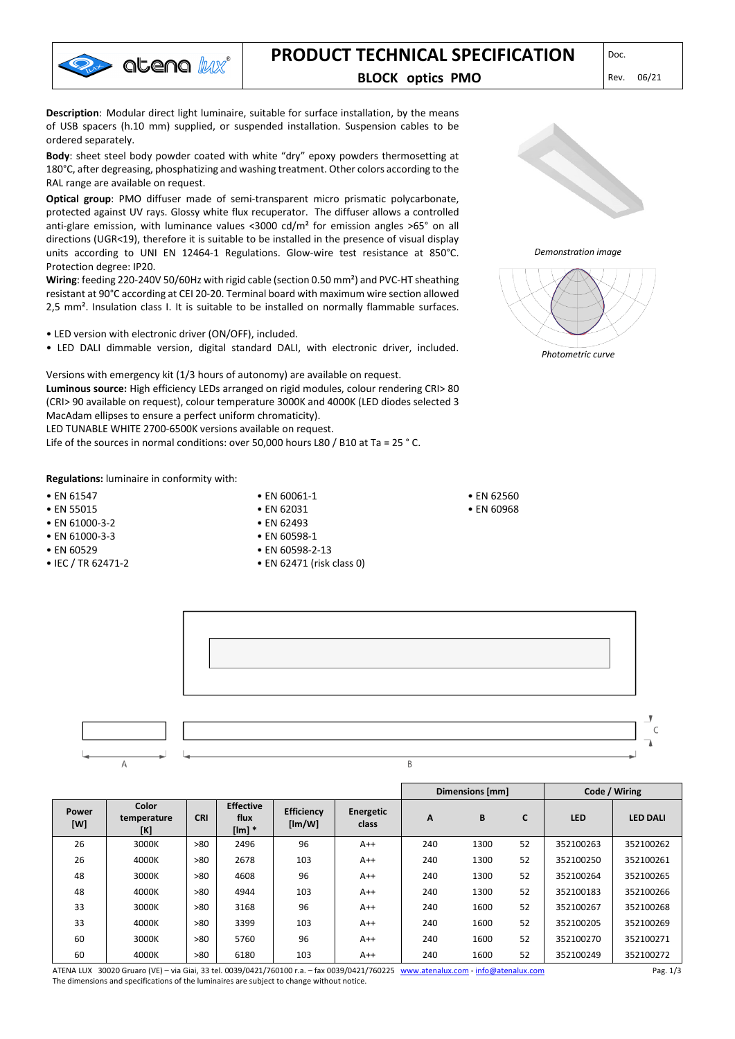# PRODUCT TECHNICAL SPECIFICATION

## BLOCK optics PMO

Doc.

Rev. 06/21

**Description**: Modular direct light luminaire, suitable for surface installation, by the means of USB spacers (h.10 mm) supplied, or suspended installation. Suspension cables to be ordered separately.

**Body**: sheet steel body powder coated with white "dry" epoxy powders thermosetting at 180°C, after degreasing, phosphatizing and washing treatment. Other colors according to the RAL range are available on request.

**Optical group**: PMO diffuser made of semi-transparent micro prismatic polycarbonate, protected against UV rays. Glossy white flux recuperator. The diffuser allows a controlled anti-glare emission, with luminance values <3000 cd/m² for emission angles >65° on all directions (UGR<19), therefore it is suitable to be installed in the presence of visual display units according to UNI EN 12464-1 Regulations. Glow-wire test resistance at 850°C. Protection degree: IP20.

**Wiring**: feeding 220-240V 50/60Hz with rigid cable (section 0.50 mm²) and PVC-HT sheathing resistant at 90°C according at CEI 20-20. Terminal board with maximum wire section allowed 2,5 mm². Insulation class I. It is suitable to be installed on normally flammable surfaces.

- LED version with electronic driver (ON/OFF), included.
- LED DALI dimmable version, digital standard DALI, with electronic driver, included.

Versions with emergency kit (1/3 hours of autonomy) are available on request.

**Luminous source:** High efficiency LEDs arranged on rigid modules, colour rendering CRI> 80 (CRI> 90 available on request), colour temperature 3000K and 4000K (LED diodes selected 3 MacAdam ellipses to ensure a perfect uniform chromaticity).

LED TUNABLE WHITE 2700-6500K versions available on request.

Life of the sources in normal conditions: over 50,000 hours L80 / B10 at Ta = 25 ° C.

*Demonstration image*

*Photometric curve*

**Regulations:** luminaire in conformity with:

- EN 61547
- EN 55015
- EN 61000-3-2
- EN 61000-3-3
- EN 60529
- IEC / TR 62471-2
- EN 60061-1
- EN 62031
- EN 62493
- EN 60598-1
- EN 60598-2-13
- EN 62471 (risk class 0)
- EN 62560
- EN 60968

A

B

C

| Power [W] | Color temperature [K] | CRI | Effective flux [lm] * | Efficiency [lm/W] | Energetic class | Dimensions [mm] | | | Code / Wiring | |
|---|---|---|---|---|---|---|---|---|---|---|
| | | | | | | A | B | C | LED | LED DALI |
| 26 | 3000K | >80 | 2496 | 96 | A++ | 240 | 1300 | 52 | 352100263 | 352100262 |
| 26 | 4000K | >80 | 2678 | 103 | A++ | 240 | 1300 | 52 | 352100250 | 352100261 |
| 48 | 3000K | >80 | 4608 | 96 | A++ | 240 | 1300 | 52 | 352100264 | 352100265 |
| 48 | 4000K | >80 | 4944 | 103 | A++ | 240 | 1300 | 52 | 352100183 | 352100266 |
| 33 | 3000K | >80 | 3168 | 96 | A++ | 240 | 1600 | 52 | 352100267 | 352100268 |
| 33 | 4000K | >80 | 3399 | 103 | A++ | 240 | 1600 | 52 | 352100205 | 352100269 |
| 60 | 3000K | >80 | 5760 | 96 | A++ | 240 | 1600 | 52 | 352100270 | 352100271 |
| 60 | 4000K | >80 | 6180 | 103 | A++ | 240 | 1600 | 52 | 352100249 | 352100272 |

ATENA LUX 30020 Gruaro (VE) – via Giai, 33 tel. 0039/0421/760100 r.a. – fax 0039/0421/760225 www.atenalux.com - info@atenalux.com

The dimensions and specifications of the luminaires are subject to change without notice.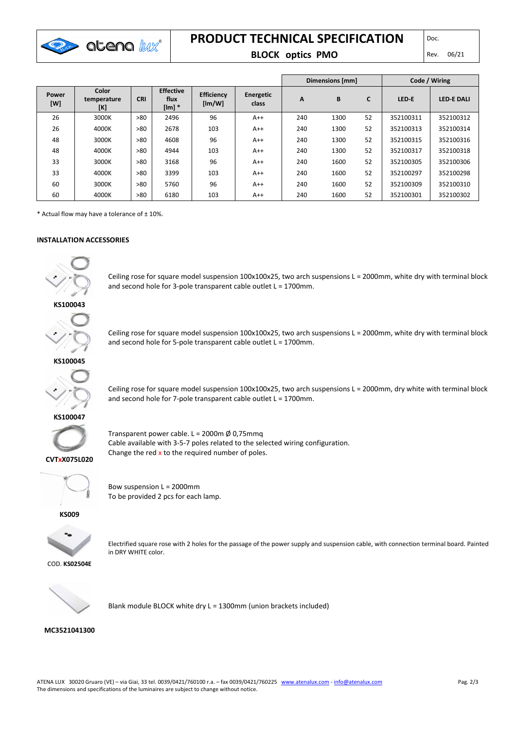# PRODUCT TECHNICAL SPECIFICATION

**BLOCK optics PMO**

Doc.

Rev. 06/21

| Power [W] | Color temperature [K] | CRI | Effective flux [lm] * | Efficiency [lm/W] | Energetic class | Dimensions [mm] | | | Code / Wiring | |
|---|---|---|---|---|---|---|---|---|---|---|
| | | | | | | A | B | C | LED-E | LED-E DALI |
| 26 | 3000K | >80 | 2496 | 96 | A++ | 240 | 1300 | 52 | 352100311 | 352100312 |
| 26 | 4000K | >80 | 2678 | 103 | A++ | 240 | 1300 | 52 | 352100313 | 352100314 |
| 48 | 3000K | >80 | 4608 | 96 | A++ | 240 | 1300 | 52 | 352100315 | 352100316 |
| 48 | 4000K | >80 | 4944 | 103 | A++ | 240 | 1300 | 52 | 352100317 | 352100318 |
| 33 | 3000K | >80 | 3168 | 96 | A++ | 240 | 1600 | 52 | 352100305 | 352100306 |
| 33 | 4000K | >80 | 3399 | 103 | A++ | 240 | 1600 | 52 | 352100297 | 352100298 |
| 60 | 3000K | >80 | 5760 | 96 | A++ | 240 | 1600 | 52 | 352100309 | 352100310 |
| 60 | 4000K | >80 | 6180 | 103 | A++ | 240 | 1600 | 52 | 352100301 | 352100302 |

* Actual flow may have a tolerance of ± 10%.

**INSTALLATION ACCESSORIES**

**KS100043**

Ceiling rose for square model suspension 100x100x25, two arch suspensions L = 2000mm, white dry with terminal block and second hole for 3-pole transparent cable outlet L = 1700mm.

**KS100045**

Ceiling rose for square model suspension 100x100x25, two arch suspensions L = 2000mm, white dry with terminal block and second hole for 5-pole transparent cable outlet L = 1700mm.

**KS100047**

Ceiling rose for square model suspension 100x100x25, two arch suspensions L = 2000mm, dry white with terminal block and second hole for 7-pole transparent cable outlet L = 1700mm.

**CVTxX075L020**

Transparent power cable. L = 2000m Ø 0,75mmq
Cable available with 3-5-7 poles related to the selected wiring configuration.
Change the red x to the required number of poles.

**KS009**

Bow suspension L = 2000mm
To be provided 2 pcs for each lamp.

COD. **KS02504E**

Electrified square rose with 2 holes for the passage of the power supply and suspension cable, with connection terminal board. Painted in DRY WHITE color.

**MC3521041300**

Blank module BLOCK white dry L = 1300mm (union brackets included)

ATENA LUX 30020 Gruaro (VE) – via Giai, 33 tel. 0039/0421/760100 r.a. – fax 0039/0421/760225 www.atenalux.com - info@atenalux.com
The dimensions and specifications of the luminaires are subject to change without notice.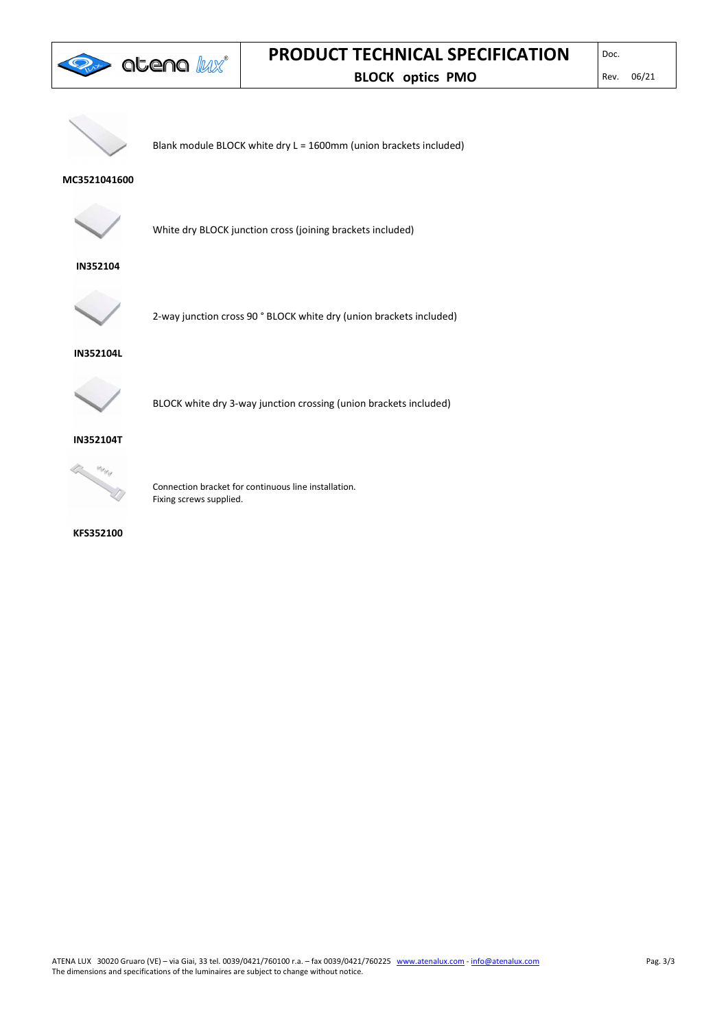Blank module BLOCK white dry L = 1600mm (union brackets included)

**MC3521041600**

White dry BLOCK junction cross (joining brackets included)

**IN352104**

2-way junction cross 90 ° BLOCK white dry (union brackets included)

**IN352104L**

BLOCK white dry 3-way junction crossing (union brackets included)

**IN352104T**

Connection bracket for continuous line installation.
Fixing screws supplied.

**KFS352100**

ATENA LUX 30020 Gruaro (VE) – via Giai, 33 tel. 0039/0421/760100 r.a. – fax 0039/0421/760225 www.atenalux.com - info@atenalux.com
The dimensions and specifications of the luminaires are subject to change without notice.